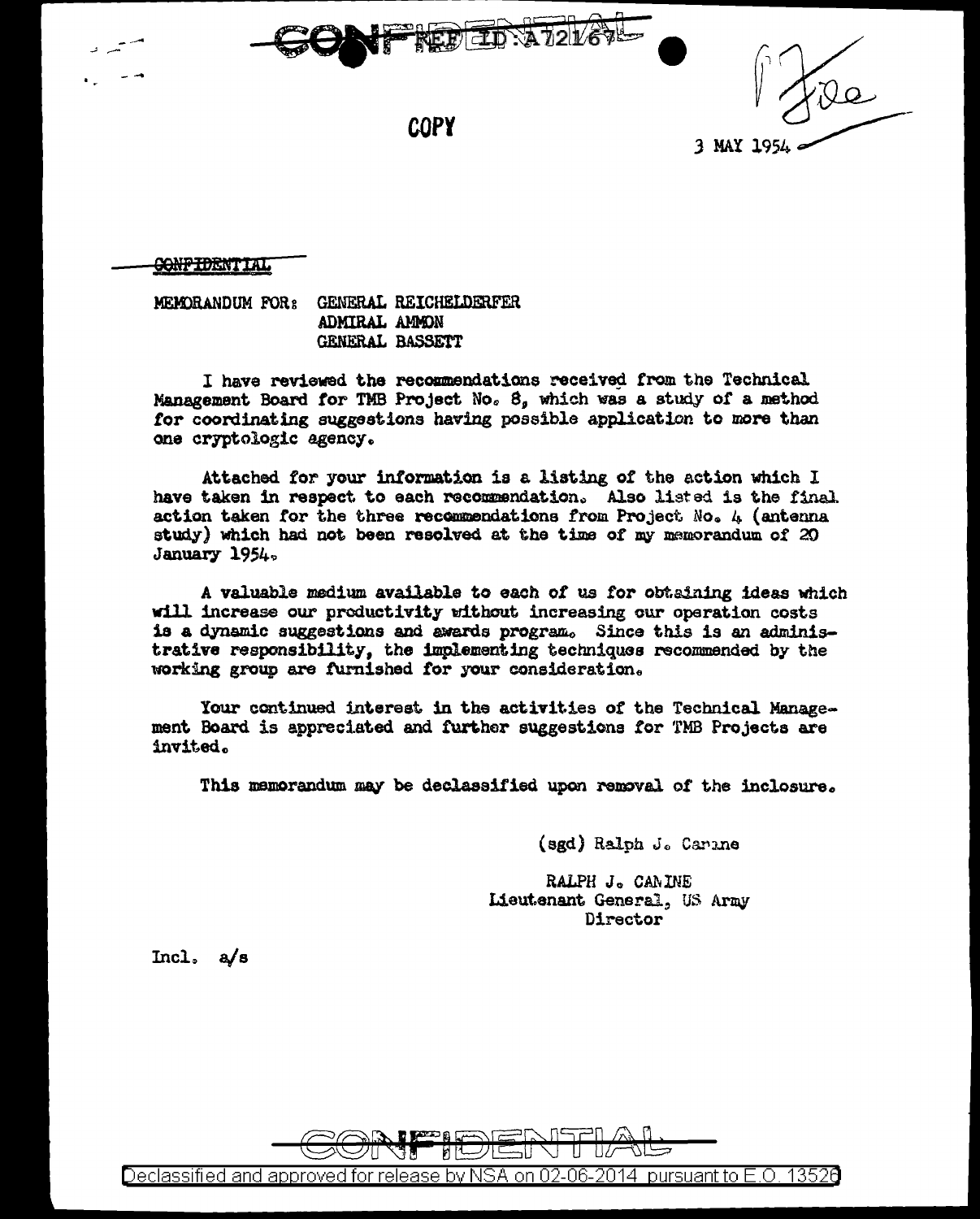CONFIDENTIAL REF ID:A72167

COPY

3 MAY 1954

CONFIDENTIAL

MEMORANDUM FOR: GENERAL REICHELDERFER
ADMIRAL AMMON
GENERAL BASSETT

I have reviewed the recommendations received from the Technical Management Board for TMB Project No. 8, which was a study of a method for coordinating suggestions having possible application to more than one cryptologic agency.

Attached for your information is a listing of the action which I have taken in respect to each recommendation. Also listed is the final action taken for the three recommendations from Project No. 4 (antenna study) which had not been resolved at the time of my memorandum of 20 January 1954.

A valuable medium available to each of us for obtaining ideas which will increase our productivity without increasing our operation costs is a dynamic suggestions and awards program. Since this is an administrative responsibility, the implementing techniques recommended by the working group are furnished for your consideration.

Your continued interest in the activities of the Technical Management Board is appreciated and further suggestions for TMB Projects are invited.

This memorandum may be declassified upon removal of the inclosure.

(sgd) Ralph J. Canine

RALPH J. CANINE
Lieutenant General, US Army
Director

Incl. a/s

CONFIDENTIAL

Declassified and approved for release by NSA on 02-06-2014 pursuant to E.O. 13526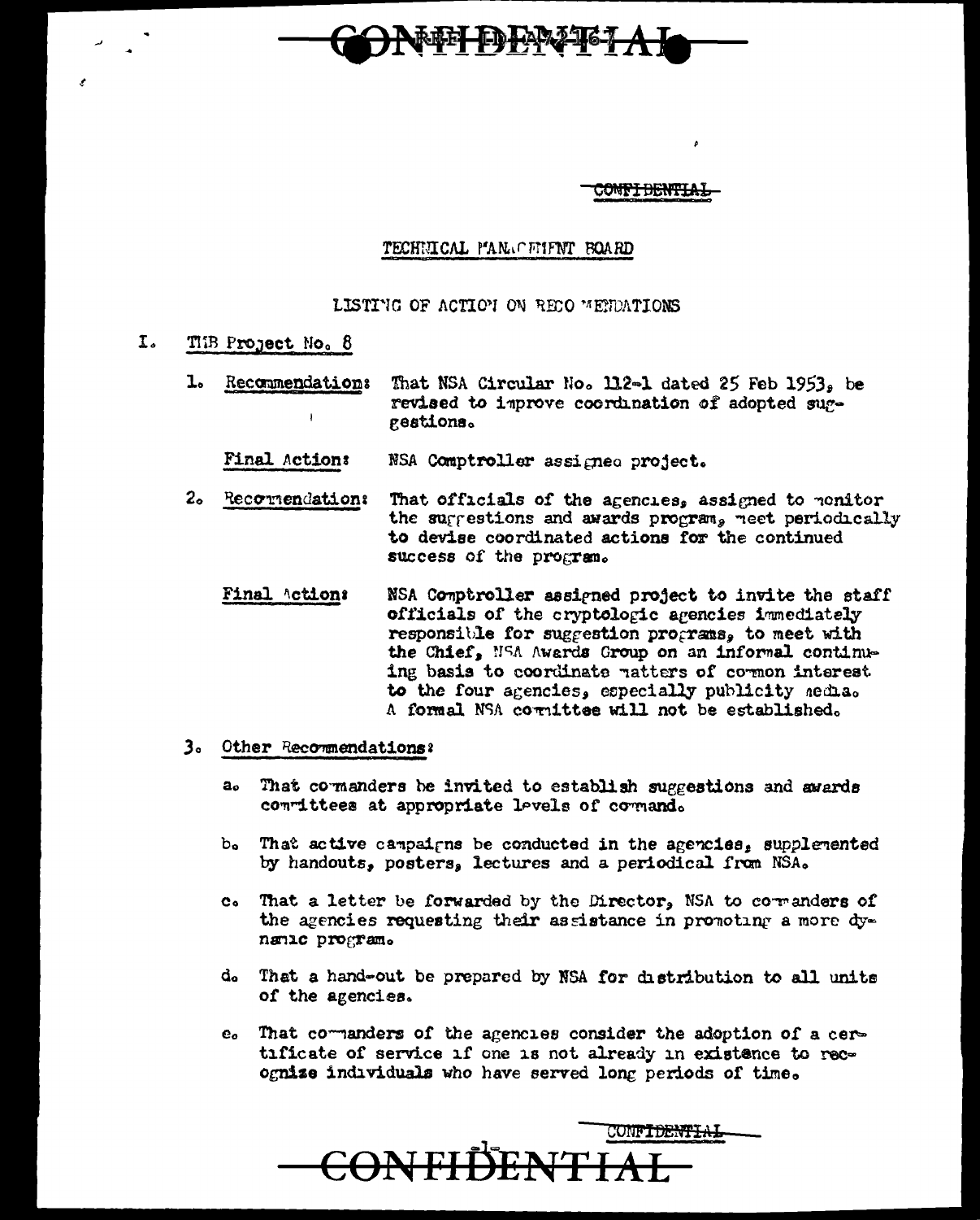CONFIDENTIAL

TECHNICAL MANAGEMENT BOARD

LISTING OF ACTION ON RECOMMENDATIONS

I. TMB Project No. 8

1. Recommendation: That NSA Circular No. 112-1 dated 25 Feb 1953, be revised to improve coordination of adopted suggestions.

   Final Action: NSA Comptroller assigned project.

2. Recommendation: That officials of the agencies, assigned to monitor the suggestions and awards program, meet periodically to devise coordinated actions for the continued success of the program.

   Final Action: NSA Comptroller assigned project to invite the staff officials of the cryptologic agencies immediately responsible for suggestion programs, to meet with the Chief, NSA Awards Group on an informal continuing basis to coordinate matters of common interest to the four agencies, especially publicity media. A formal NSA committee will not be established.

3. Other Recommendations:

   a. That commanders be invited to establish suggestions and awards committees at appropriate levels of command.

   b. That active campaigns be conducted in the agencies, supplemented by handouts, posters, lectures and a periodical from NSA.

   c. That a letter be forwarded by the Director, NSA to commanders of the agencies requesting their assistance in promoting a more dynamic program.

   d. That a hand-out be prepared by NSA for distribution to all units of the agencies.

   e. That commanders of the agencies consider the adoption of a certificate of service if one is not already in existence to recognize individuals who have served long periods of time.

CONFIDENTIAL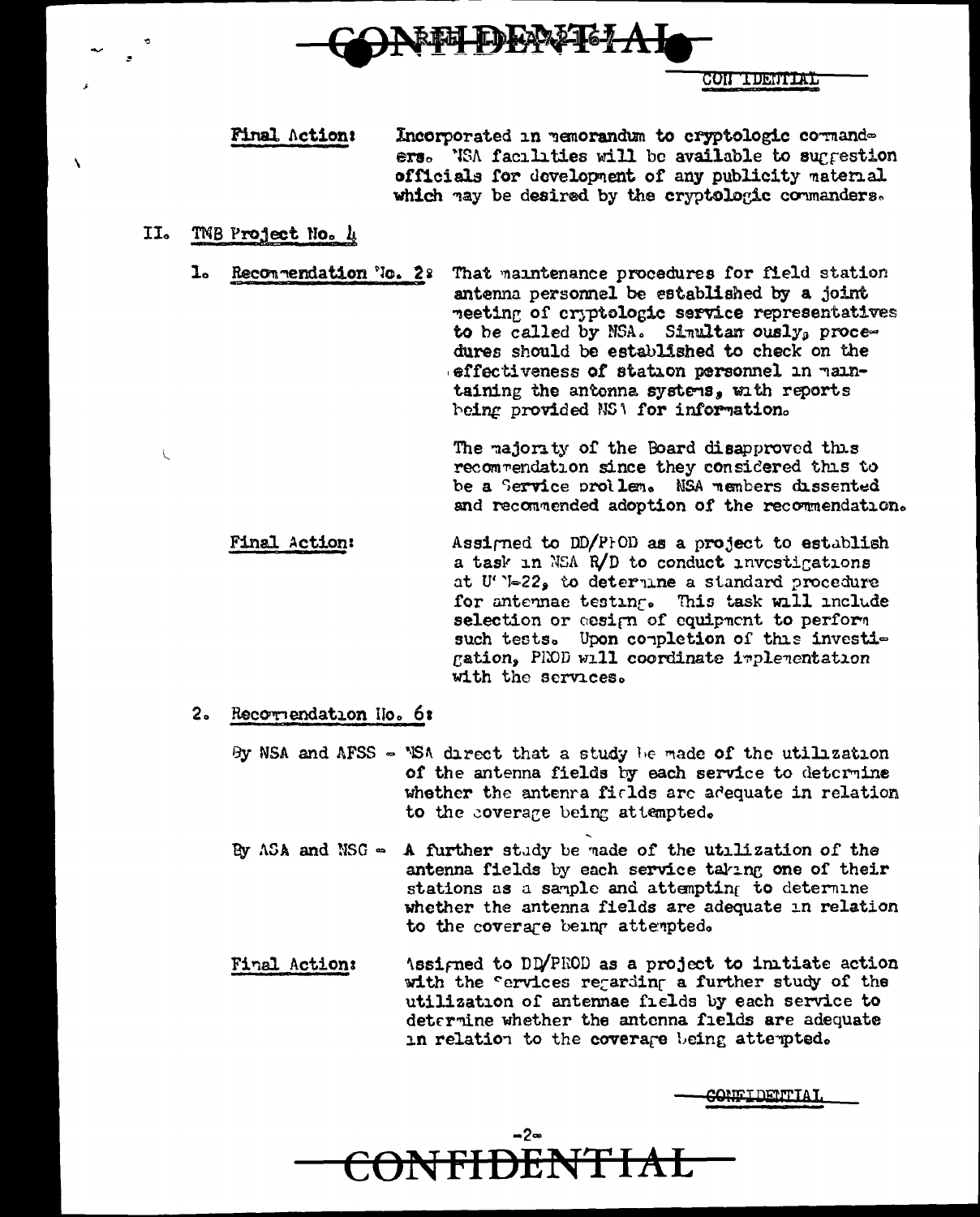**Final Action:** Incorporated in memorandum to cryptologic commanders. NSA facilities will be available to suggestion officials for development of any publicity material which may be desired by the cryptologic commanders.

## II. TNB Project No. 4

1. **Recommendation No. 2:** That maintenance procedures for field station antenna personnel be established by a joint meeting of cryptologic service representatives to be called by NSA. Simultaneously, procedures should be established to check on the effectiveness of station personnel in maintaining the antenna systems, with reports being provided NSA for information.

   The majority of the Board disapproved this recommendation since they considered this to be a Service problem. NSA members dissented and recommended adoption of the recommendation.

   **Final Action:** Assigned to DD/PROD as a project to establish a task in NSA R/D to conduct investigations at USN-22, to determine a standard procedure for antennae testing. This task will include selection or design of equipment to perform such tests. Upon completion of this investigation, PROD will coordinate implementation with the services.

2. **Recommendation No. 6:**

   By NSA and AFSS - NSA direct that a study be made of the utilization of the antenna fields by each service to determine whether the antenna fields are adequate in relation to the coverage being attempted.

   By ASA and NSG - A further study be made of the utilization of the antenna fields by each service taking one of their stations as a sample and attempting to determine whether the antenna fields are adequate in relation to the coverage being attempted.

   **Final Action:** Assigned to DD/PROD as a project to initiate action with the Services regarding a further study of the utilization of antennae fields by each service to determine whether the antenna fields are adequate in relation to the coverage being attempted.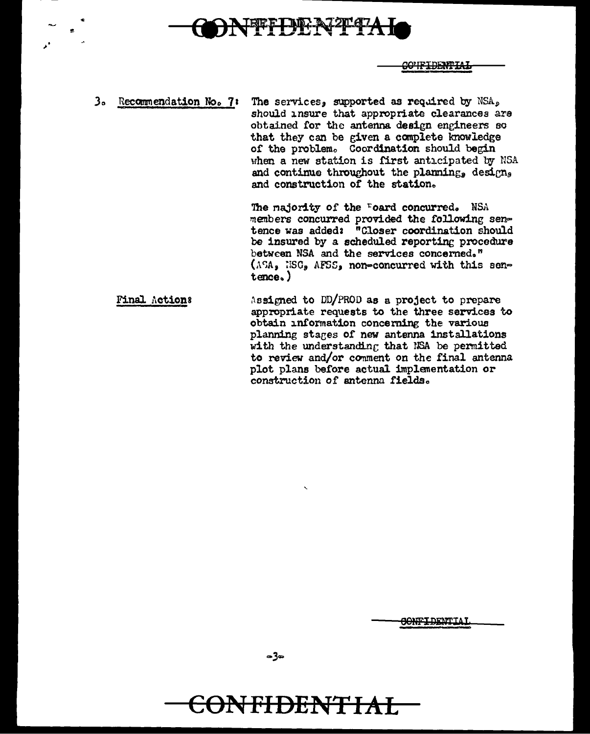3. Recommendation No. 7: The services, supported as required by NSA, should insure that appropriate clearances are obtained for the antenna design engineers so that they can be given a complete knowledge of the problem. Coordination should begin when a new station is first anticipated by NSA and continue throughout the planning, design, and construction of the station.

The majority of the Board concurred. NSA members concurred provided the following sentence was added: "Closer coordination should be insured by a scheduled reporting procedure between NSA and the services concerned." (ASA, NSG, AFSS, non-concurred with this sentence.)

Final Action: Assigned to DD/PROD as a project to prepare appropriate requests to the three services to obtain information concerning the various planning stages of new antenna installations with the understanding that NSA be permitted to review and/or comment on the final antenna plot plans before actual implementation or construction of antenna fields.